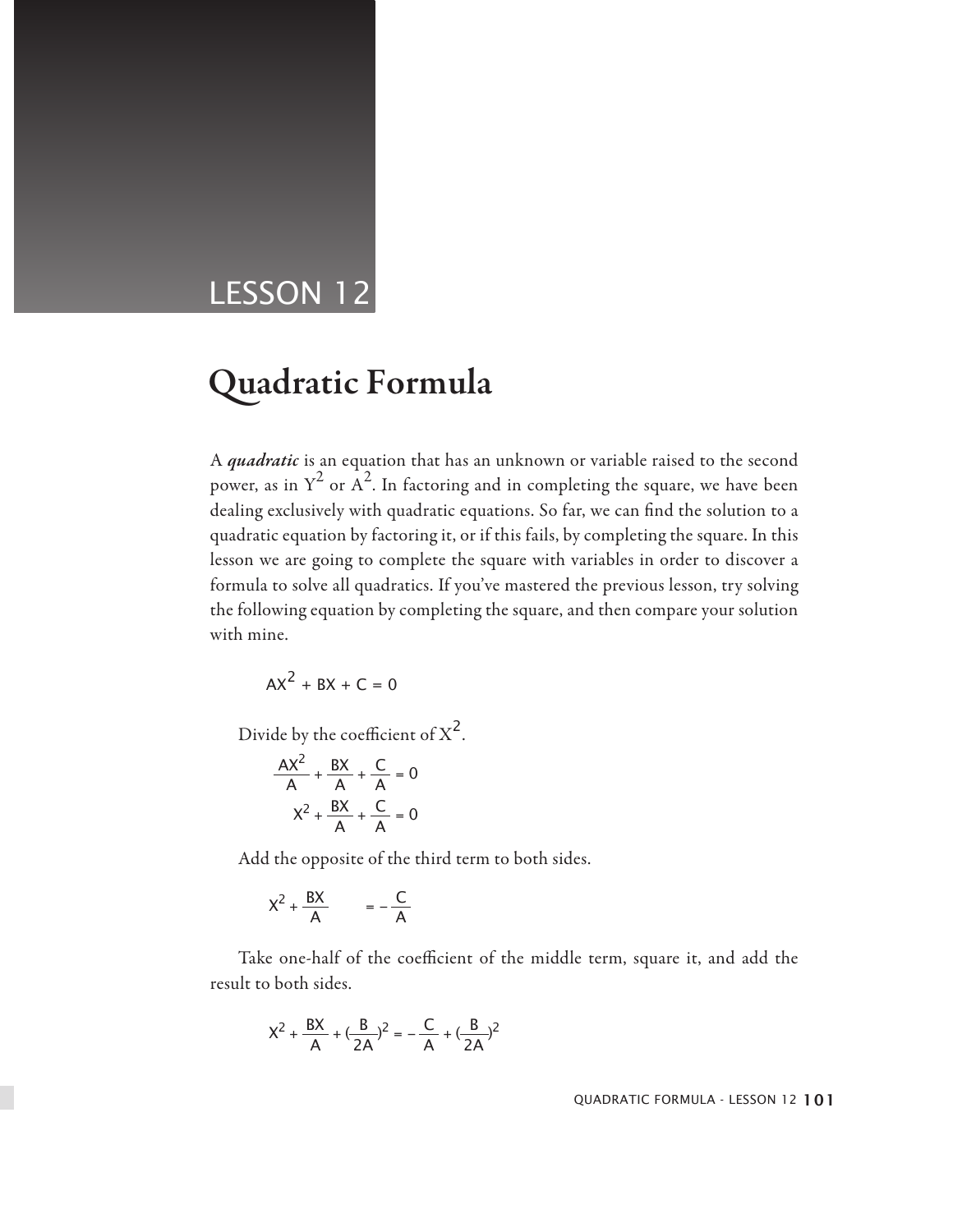LESSON 12

# Quadratic Formula

A ***quadratic*** is an equation that has an unknown or variable raised to the second power, as in $Y^2$ or $A^2$. In factoring and in completing the square, we have been dealing exclusively with quadratic equations. So far, we can find the solution to a quadratic equation by factoring it, or if this fails, by completing the square. In this lesson we are going to complete the square with variables in order to discover a formula to solve all quadratics. If you've mastered the previous lesson, try solving the following equation by completing the square, and then compare your solution with mine.

$$AX^2 + BX + C = 0$$

Divide by the coefficient of $X^2$.

$$\frac{AX^2}{A} + \frac{BX}{A} + \frac{C}{A} = 0$$

$$X^2 + \frac{BX}{A} + \frac{C}{A} = 0$$

Add the opposite of the third term to both sides.

$$X^2 + \frac{BX}{A} \qquad = -\frac{C}{A}$$

Take one-half of the coefficient of the middle term, square it, and add the result to both sides.

$$X^2 + \frac{BX}{A} + \left(\frac{B}{2A}\right)^2 = -\frac{C}{A} + \left(\frac{B}{2A}\right)^2$$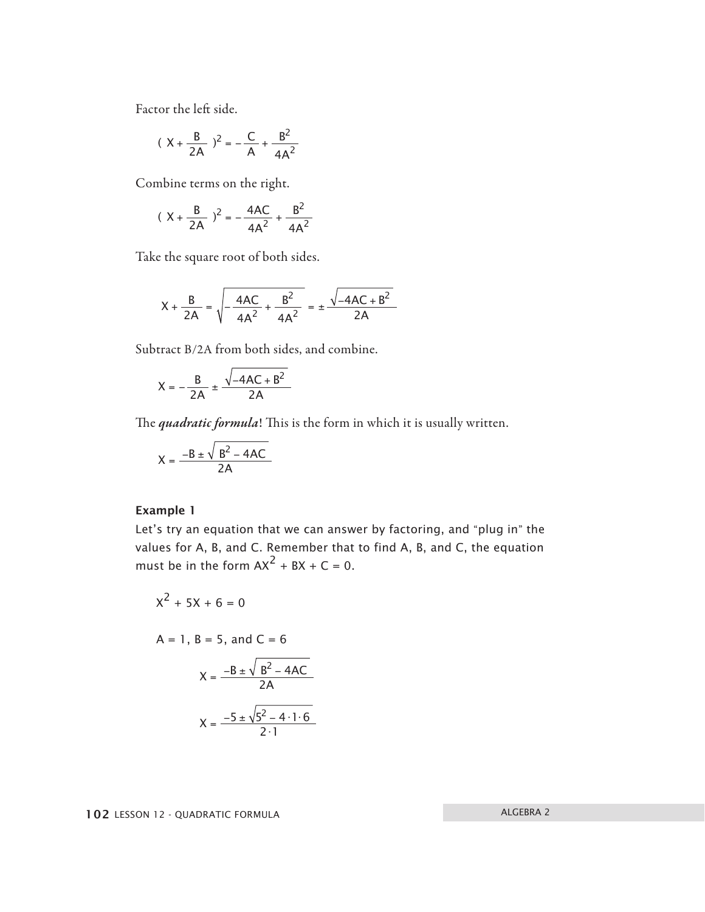Factor the left side.

$$\left( X + \frac{B}{2A} \right)^2 = -\frac{C}{A} + \frac{B^2}{4A^2}$$

Combine terms on the right.

$$\left( X + \frac{B}{2A} \right)^2 = -\frac{4AC}{4A^2} + \frac{B^2}{4A^2}$$

Take the square root of both sides.

$$X + \frac{B}{2A} = \sqrt{-\frac{4AC}{4A^2} + \frac{B^2}{4A^2}} = \pm\frac{\sqrt{-4AC + B^2}}{2A}$$

Subtract B/2A from both sides, and combine.

$$X = -\frac{B}{2A} \pm \frac{\sqrt{-4AC + B^2}}{2A}$$

The ***quadratic formula***! This is the form in which it is usually written.

$$X = \frac{-B \pm \sqrt{B^2 - 4AC}}{2A}$$

**Example 1**

Let's try an equation that we can answer by factoring, and "plug in" the values for A, B, and C. Remember that to find A, B, and C, the equation must be in the form $AX^2 + BX + C = 0$.

$$X^2 + 5X + 6 = 0$$

$A = 1$, $B = 5$, and $C = 6$

$$X = \frac{-B \pm \sqrt{B^2 - 4AC}}{2A}$$

$$X = \frac{-5 \pm \sqrt{5^2 - 4 \cdot 1 \cdot 6}}{2 \cdot 1}$$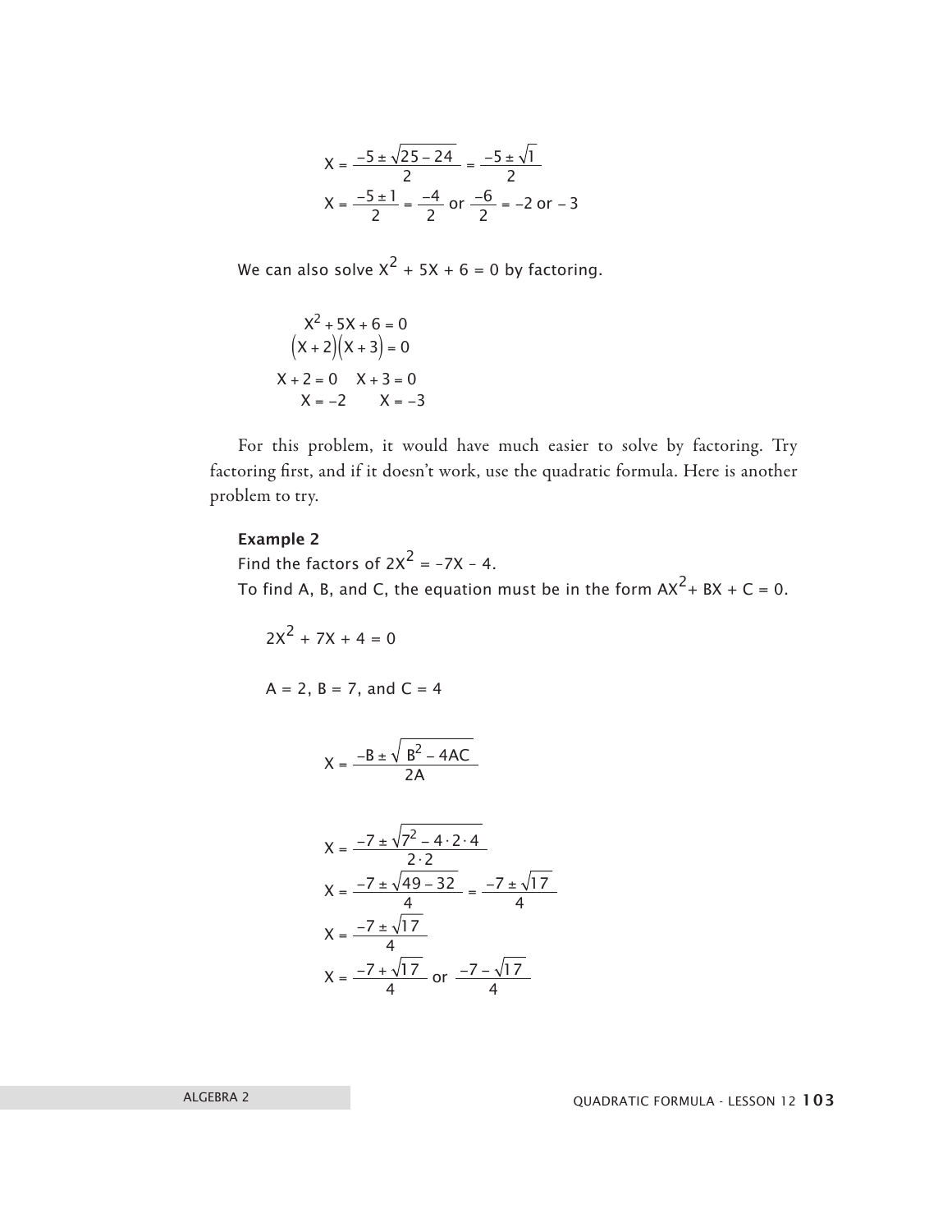$$X = \frac{-5 \pm \sqrt{25 - 24}}{2} = \frac{-5 \pm \sqrt{1}}{2}$$

$$X = \frac{-5 \pm 1}{2} = \frac{-4}{2} \text{ or } \frac{-6}{2} = -2 \text{ or } -3$$

We can also solve $X^2 + 5X + 6 = 0$ by factoring.

$$X^2 + 5X + 6 = 0$$

$$(X + 2)(X + 3) = 0$$

$$X + 2 = 0 \quad X + 3 = 0$$

$$X = -2 \qquad X = -3$$

For this problem, it would have much easier to solve by factoring. Try factoring first, and if it doesn't work, use the quadratic formula. Here is another problem to try.

**Example 2**

Find the factors of $2X^2 = -7X - 4$.

To find A, B, and C, the equation must be in the form $AX^2 + BX + C = 0$.

$$2X^2 + 7X + 4 = 0$$

$A = 2$, $B = 7$, and $C = 4$

$$X = \frac{-B \pm \sqrt{B^2 - 4AC}}{2A}$$

$$X = \frac{-7 \pm \sqrt{7^2 - 4 \cdot 2 \cdot 4}}{2 \cdot 2}$$

$$X = \frac{-7 \pm \sqrt{49 - 32}}{4} = \frac{-7 \pm \sqrt{17}}{4}$$

$$X = \frac{-7 \pm \sqrt{17}}{4}$$

$$X = \frac{-7 + \sqrt{17}}{4} \text{ or } \frac{-7 - \sqrt{17}}{4}$$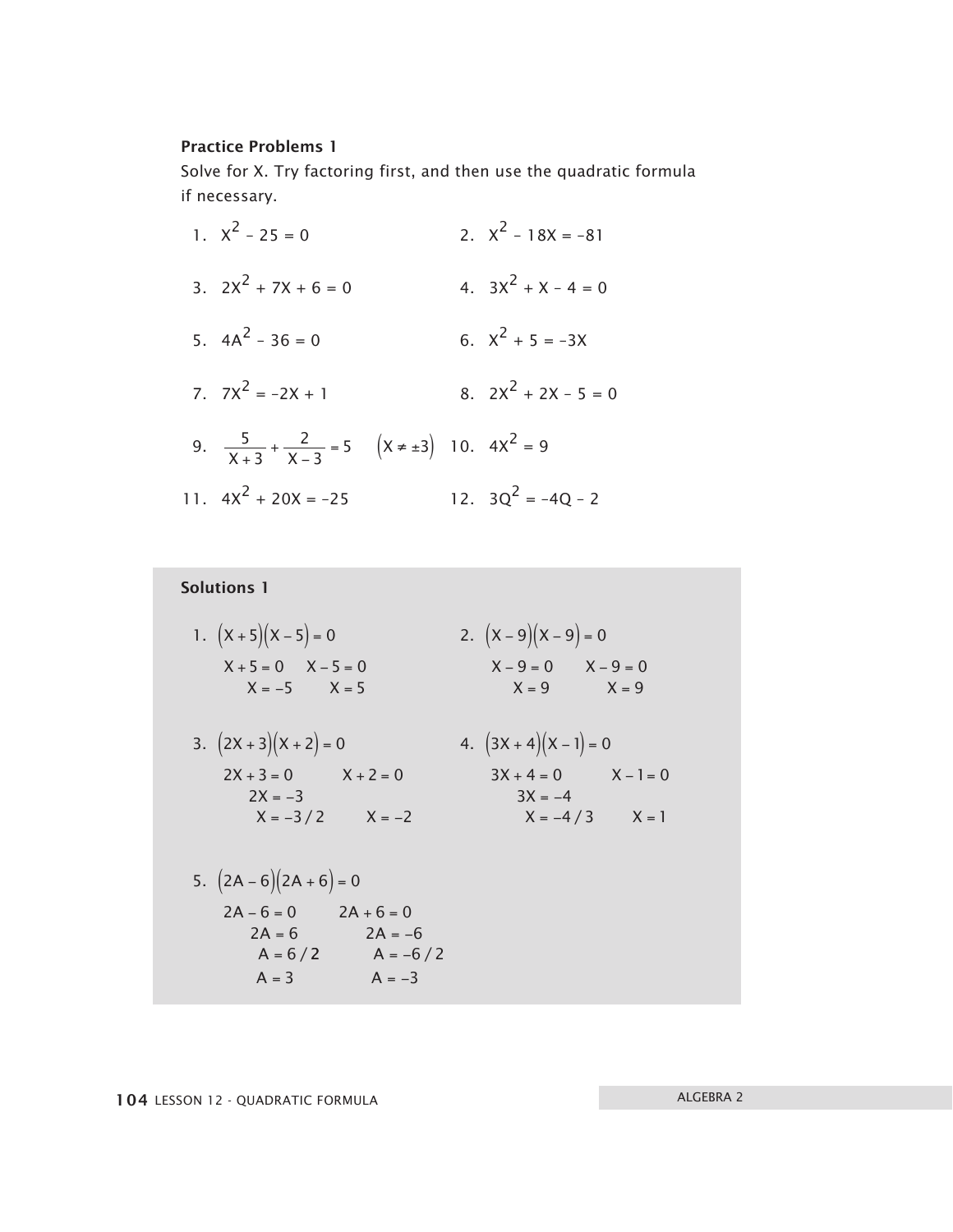### Practice Problems 1

Solve for X. Try factoring first, and then use the quadratic formula if necessary.

1. $X^2 - 25 = 0$
2. $X^2 - 18X = -81$
3. $2X^2 + 7X + 6 = 0$
4. $3X^2 + X - 4 = 0$
5. $4A^2 - 36 = 0$
6. $X^2 + 5 = -3X$
7. $7X^2 = -2X + 1$
8. $2X^2 + 2X - 5 = 0$
9. $\dfrac{5}{X+3} + \dfrac{2}{X-3} = 5 \quad (X \neq \pm 3)$
10. $4X^2 = 9$
11. $4X^2 + 20X = -25$
12. $3Q^2 = -4Q - 2$

### Solutions 1

1. $(X+5)(X-5) = 0$

   $X + 5 = 0 \qquad X - 5 = 0$

   $X = -5 \qquad X = 5$

2. $(X-9)(X-9) = 0$

   $X - 9 = 0 \qquad X - 9 = 0$

   $X = 9 \qquad X = 9$

3. $(2X+3)(X+2) = 0$

   $2X + 3 = 0 \qquad X + 2 = 0$

   $2X = -3$

   $X = -3/2 \qquad X = -2$

4. $(3X+4)(X-1) = 0$

   $3X + 4 = 0 \qquad X - 1 = 0$

   $3X = -4$

   $X = -4/3 \qquad X = 1$

5. $(2A-6)(2A+6) = 0$

   $2A - 6 = 0 \qquad 2A + 6 = 0$

   $2A = 6 \qquad 2A = -6$

   $A = 6/2 \qquad A = -6/2$

   $A = 3 \qquad A = -3$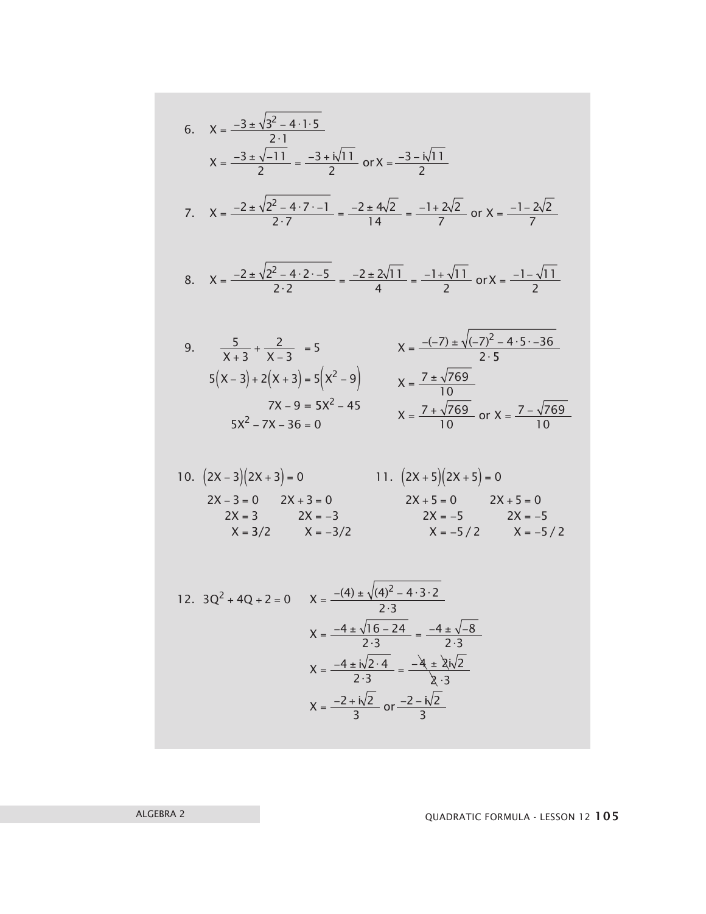6. $$X = \frac{-3 \pm \sqrt{3^2 - 4 \cdot 1 \cdot 5}}{2 \cdot 1}$$

$$X = \frac{-3 \pm \sqrt{-11}}{2} = \frac{-3 + i\sqrt{11}}{2} \text{ or } X = \frac{-3 - i\sqrt{11}}{2}$$

7. $$X = \frac{-2 \pm \sqrt{2^2 - 4 \cdot 7 \cdot -1}}{2 \cdot 7} = \frac{-2 \pm 4\sqrt{2}}{14} = \frac{-1 + 2\sqrt{2}}{7} \text{ or } X = \frac{-1 - 2\sqrt{2}}{7}$$

8. $$X = \frac{-2 \pm \sqrt{2^2 - 4 \cdot 2 \cdot -5}}{2 \cdot 2} = \frac{-2 \pm 2\sqrt{11}}{4} = \frac{-1 + \sqrt{11}}{2} \text{ or } X = \frac{-1 - \sqrt{11}}{2}$$

9. $$\frac{5}{X+3} + \frac{2}{X-3} = 5$$

$$5(X-3) + 2(X+3) = 5(X^2 - 9)$$

$$7X - 9 = 5X^2 - 45$$

$$5X^2 - 7X - 36 = 0$$

$$X = \frac{-(-7) \pm \sqrt{(-7)^2 - 4 \cdot 5 \cdot -36}}{2 \cdot 5}$$

$$X = \frac{7 \pm \sqrt{769}}{10}$$

$$X = \frac{7 + \sqrt{769}}{10} \text{ or } X = \frac{7 - \sqrt{769}}{10}$$

10. $(2X-3)(2X+3) = 0$

$$2X - 3 = 0 \qquad 2X + 3 = 0$$
$$2X = 3 \qquad 2X = -3$$
$$X = 3/2 \qquad X = -3/2$$

11. $(2X+5)(2X+5) = 0$

$$2X + 5 = 0 \qquad 2X + 5 = 0$$
$$2X = -5 \qquad 2X = -5$$
$$X = -5/2 \qquad X = -5/2$$

12. $3Q^2 + 4Q + 2 = 0$

$$X = \frac{-(4) \pm \sqrt{(4)^2 - 4 \cdot 3 \cdot 2}}{2 \cdot 3}$$

$$X = \frac{-4 \pm \sqrt{16 - 24}}{2 \cdot 3} = \frac{-4 \pm \sqrt{-8}}{2 \cdot 3}$$

$$X = \frac{-4 \pm i\sqrt{2 \cdot 4}}{2 \cdot 3} = \frac{-4 \pm 2i\sqrt{2}}{2 \cdot 3}$$

$$X = \frac{-2 + i\sqrt{2}}{3} \text{ or } \frac{-2 - i\sqrt{2}}{3}$$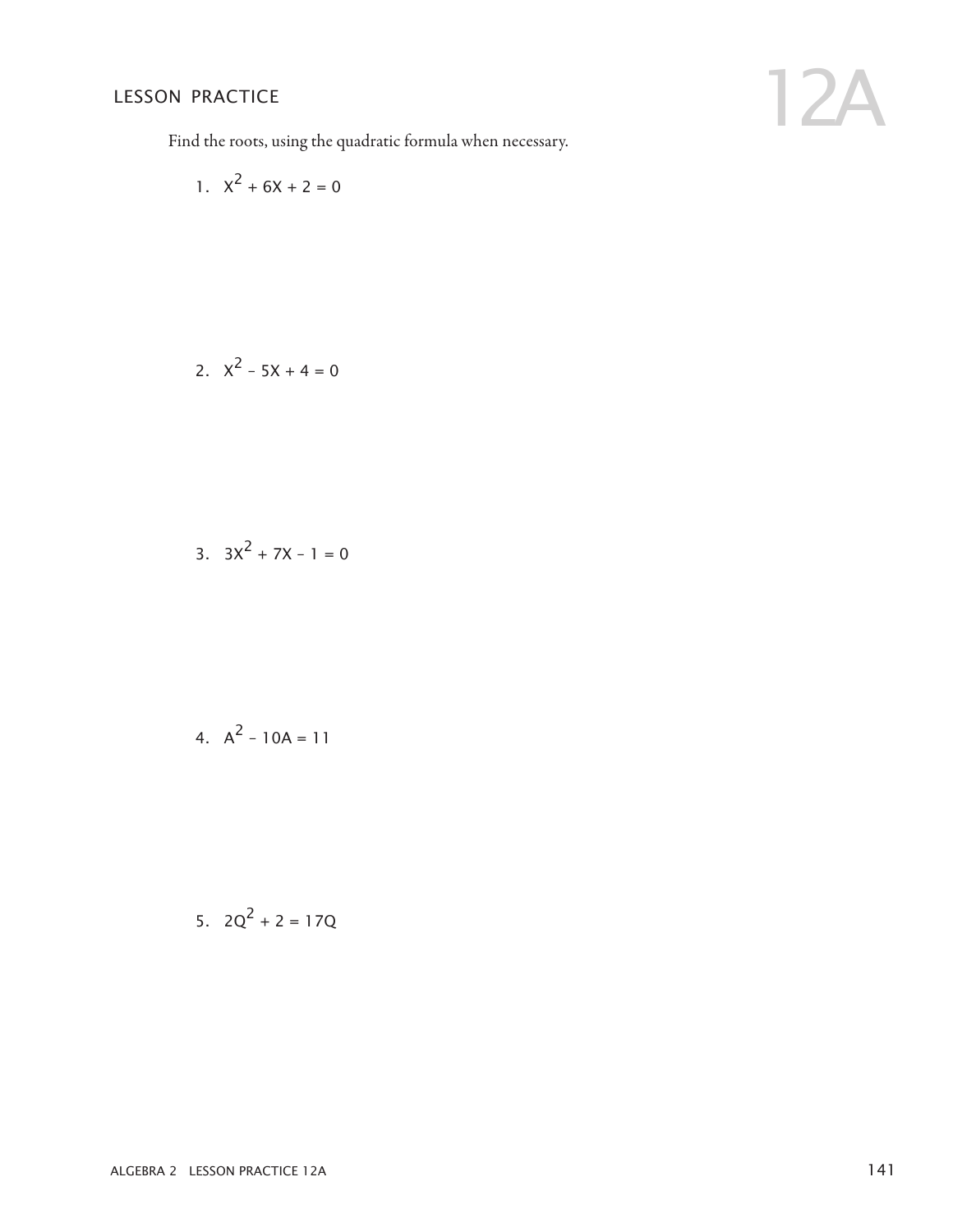## LESSON PRACTICE

# 12A

Find the roots, using the quadratic formula when necessary.

1. $X^2 + 6X + 2 = 0$

2. $X^2 - 5X + 4 = 0$

3. $3X^2 + 7X - 1 = 0$

4. $A^2 - 10A = 11$

5. $2Q^2 + 2 = 17Q$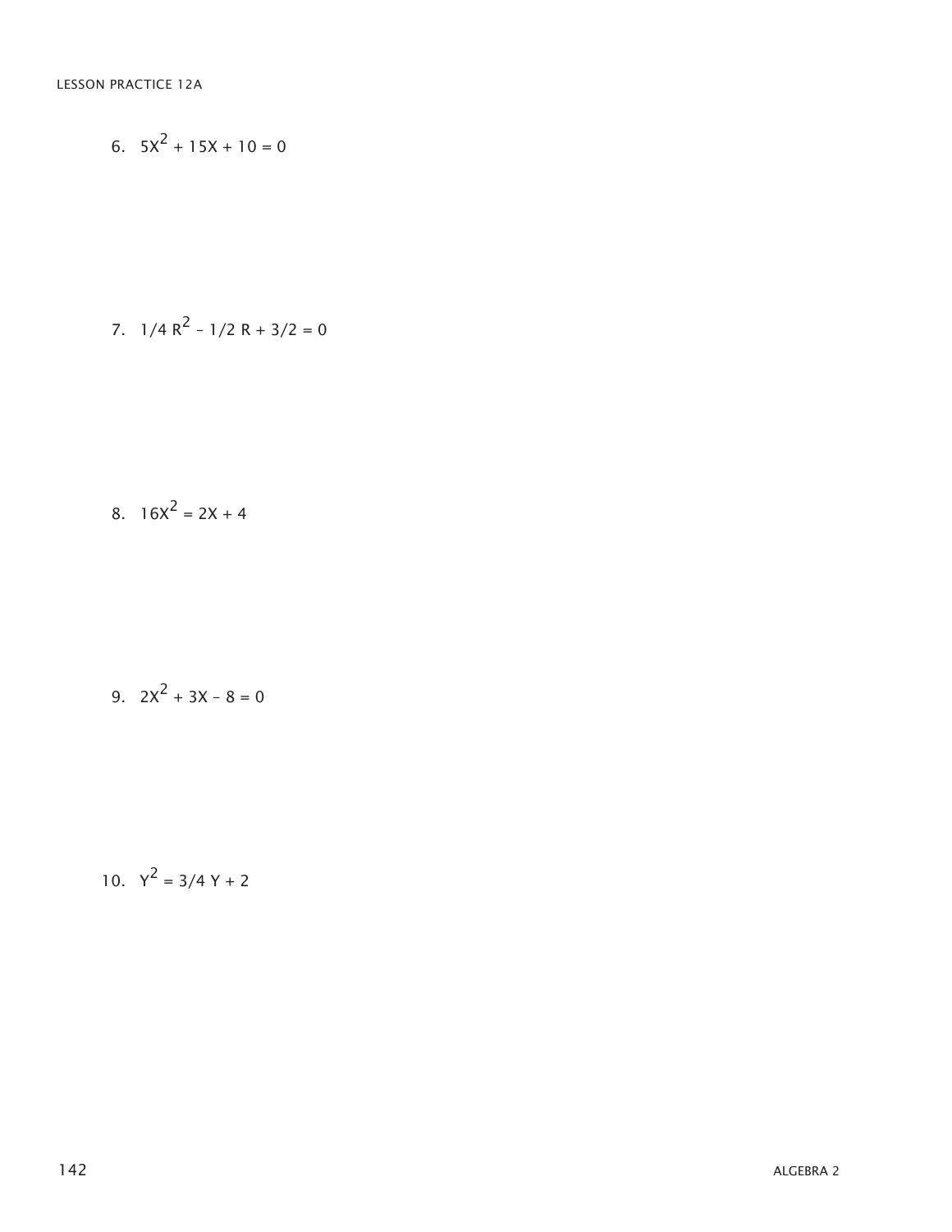6. $5X^2 + 15X + 10 = 0$

7. $1/4\ R^2 - 1/2\ R + 3/2 = 0$

8. $16X^2 = 2X + 4$

9. $2X^2 + 3X - 8 = 0$

10. $Y^2 = 3/4\ Y + 2$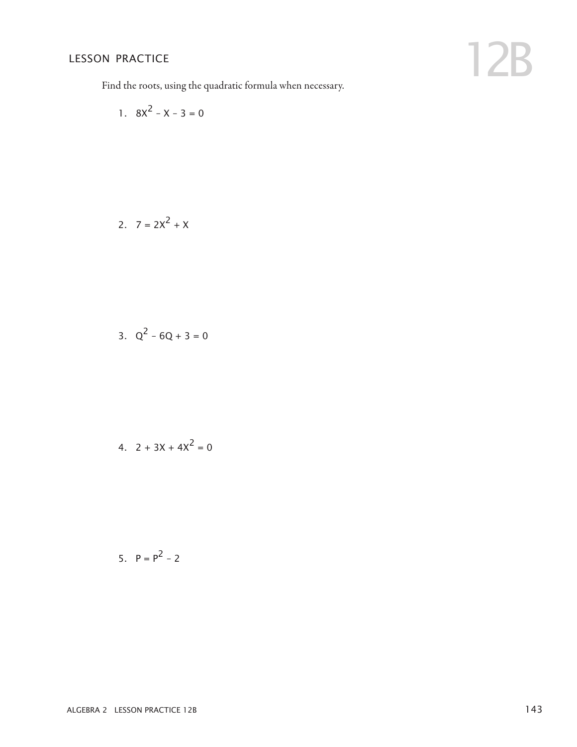## LESSON PRACTICE

# 12B

Find the roots, using the quadratic formula when necessary.

1. $8X^2 - X - 3 = 0$

2. $7 = 2X^2 + X$

3. $Q^2 - 6Q + 3 = 0$

4. $2 + 3X + 4X^2 = 0$

5. $P = P^2 - 2$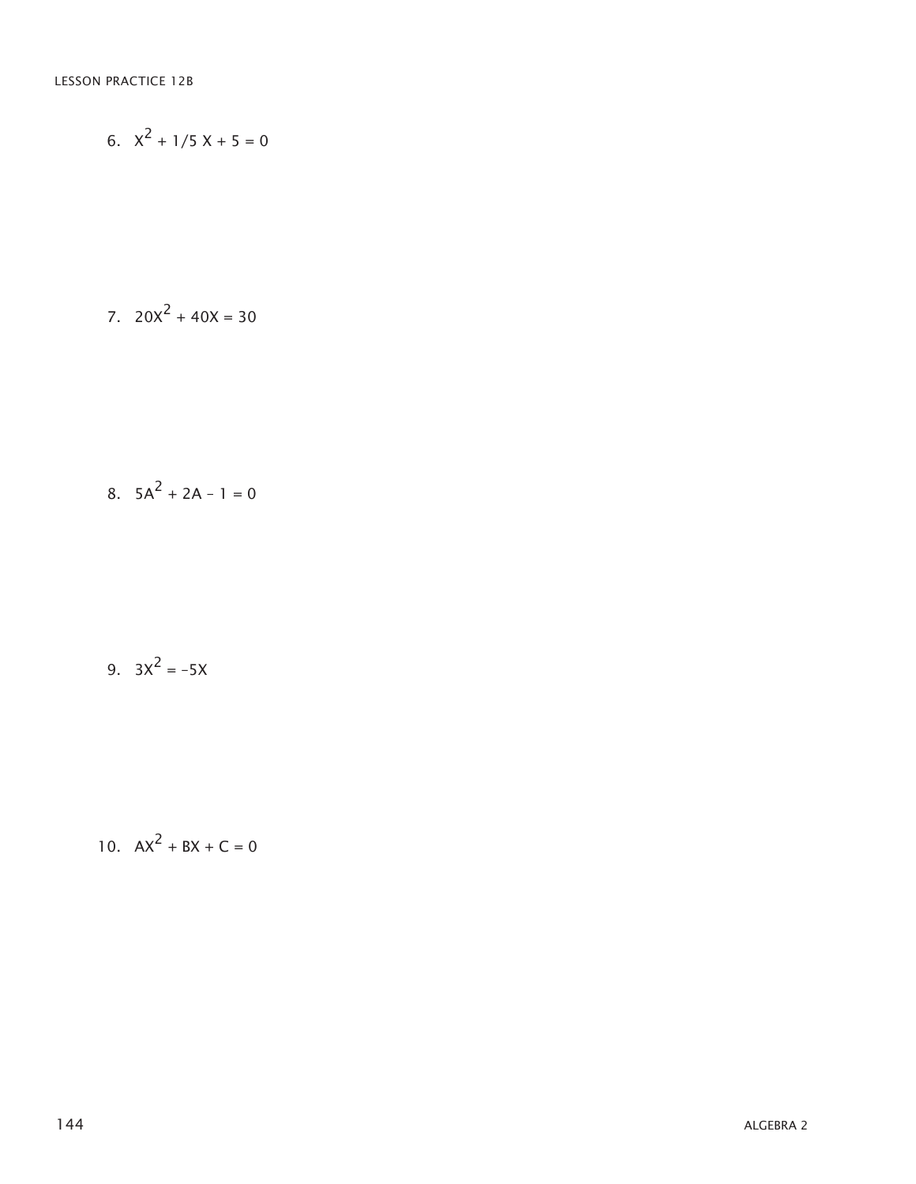6. $X^2 + 1/5\ X + 5 = 0$

7. $20X^2 + 40X = 30$

8. $5A^2 + 2A - 1 = 0$

9. $3X^2 = -5X$

10. $AX^2 + BX + C = 0$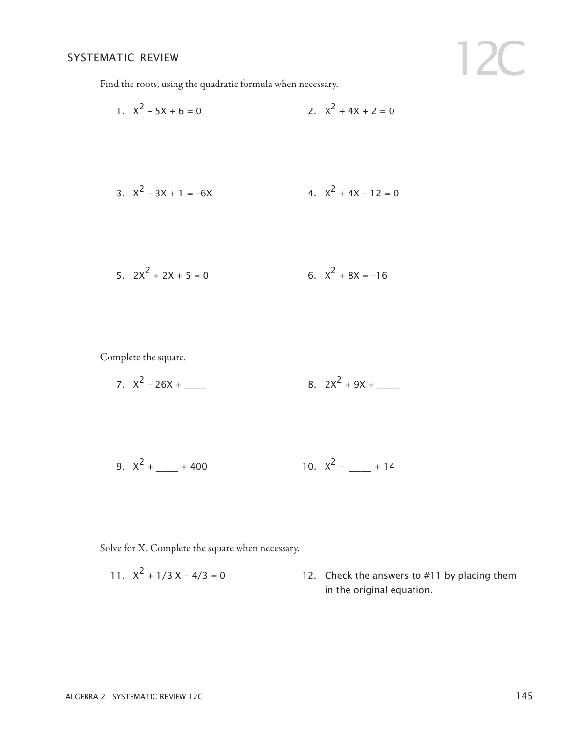## SYSTEMATIC REVIEW

# 12C

Find the roots, using the quadratic formula when necessary.

1. $X^2 - 5X + 6 = 0$

2. $X^2 + 4X + 2 = 0$

3. $X^2 - 3X + 1 = -6X$

4. $X^2 + 4X - 12 = 0$

5. $2X^2 + 2X + 5 = 0$

6. $X^2 + 8X = -16$

Complete the square.

7. $X^2 - 26X +$ ____

8. $2X^2 + 9X +$ ____

9. $X^2 +$ ____ $+ 400$

10. $X^2 -$ ____ $+ 14$

Solve for X. Complete the square when necessary.

11. $X^2 + 1/3\ X - 4/3 = 0$

12. Check the answers to #11 by placing them in the original equation.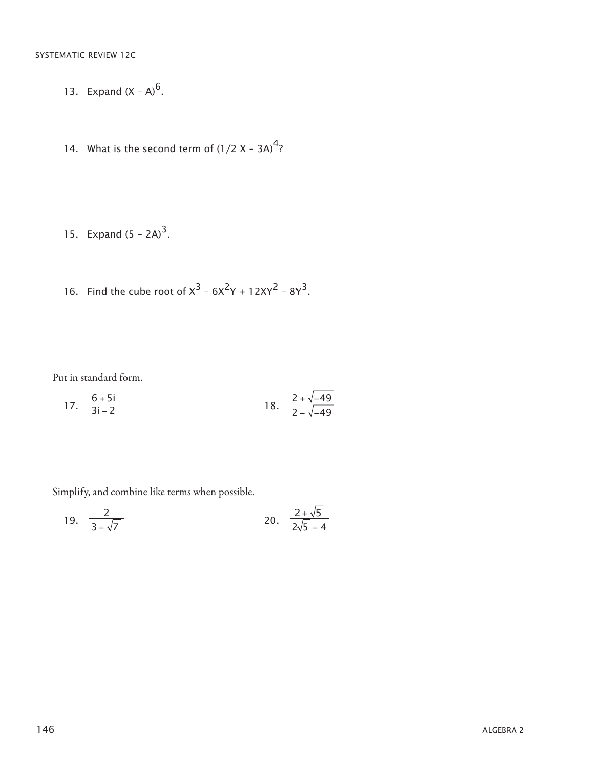13. Expand $(X - A)^6$.

14. What is the second term of $(1/2\ X - 3A)^4$?

15. Expand $(5 - 2A)^3$.

16. Find the cube root of $X^3 - 6X^2Y + 12XY^2 - 8Y^3$.

Put in standard form.

17. $\dfrac{6 + 5i}{3i - 2}$

18. $\dfrac{2 + \sqrt{-49}}{2 - \sqrt{-49}}$

Simplify, and combine like terms when possible.

19. $\dfrac{2}{3 - \sqrt{7}}$

20. $\dfrac{2 + \sqrt{5}}{2\sqrt{5} - 4}$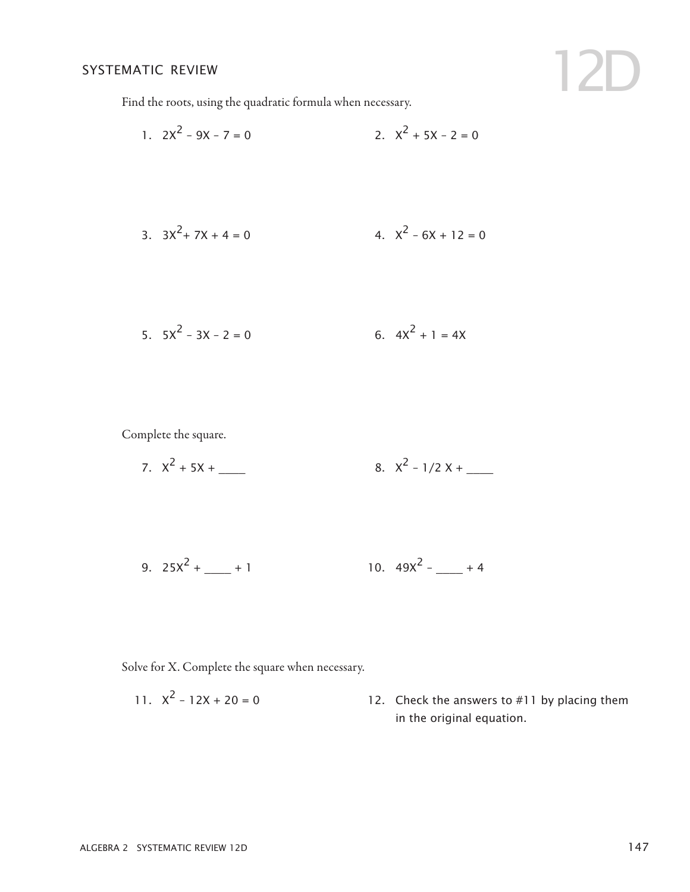## SYSTEMATIC REVIEW

# 12D

Find the roots, using the quadratic formula when necessary.

1. $2X^2 - 9X - 7 = 0$

2. $X^2 + 5X - 2 = 0$

3. $3X^2 + 7X + 4 = 0$

4. $X^2 - 6X + 12 = 0$

5. $5X^2 - 3X - 2 = 0$

6. $4X^2 + 1 = 4X$

Complete the square.

7. $X^2 + 5X +$ ____

8. $X^2 - 1/2\ X +$ ____

9. $25X^2 +$ ____ $+ 1$

10. $49X^2 -$ ____ $+ 4$

Solve for X. Complete the square when necessary.

11. $X^2 - 12X + 20 = 0$

12. Check the answers to #11 by placing them in the original equation.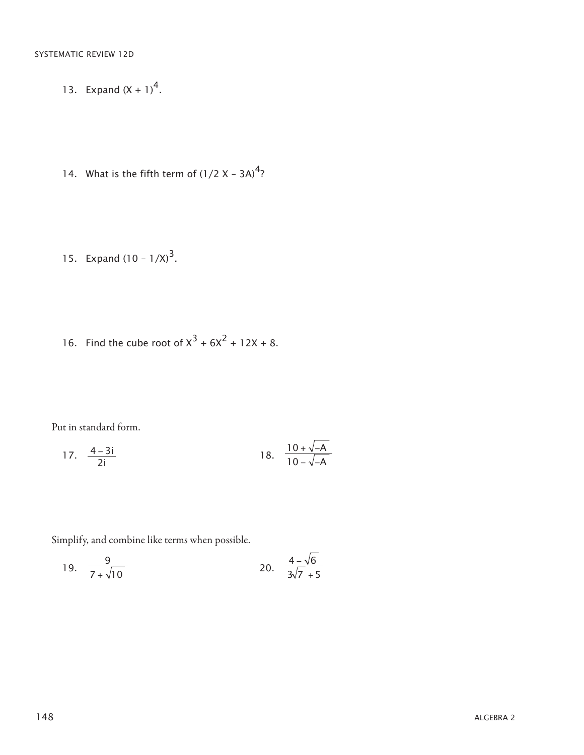13. Expand $(X + 1)^4$.

14. What is the fifth term of $(1/2\ X - 3A)^4$?

15. Expand $(10 - 1/X)^3$.

16. Find the cube root of $X^3 + 6X^2 + 12X + 8$.

Put in standard form.

17. $\dfrac{4 - 3i}{2i}$

18. $\dfrac{10 + \sqrt{-A}}{10 - \sqrt{-A}}$

Simplify, and combine like terms when possible.

19. $\dfrac{9}{7 + \sqrt{10}}$

20. $\dfrac{4 - \sqrt{6}}{3\sqrt{7} + 5}$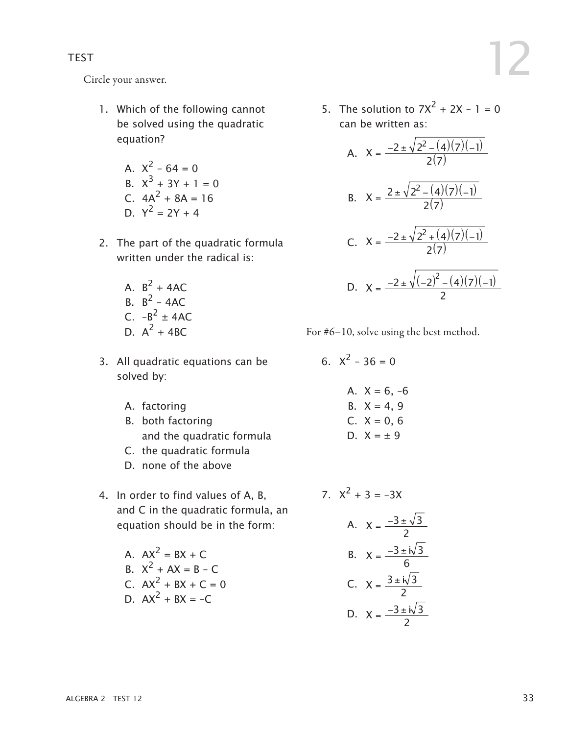# TEST 12

Circle your answer.

1. Which of the following cannot be solved using the quadratic equation?

   A. $X^2 - 64 = 0$
   B. $X^3 + 3Y + 1 = 0$
   C. $4A^2 + 8A = 16$
   D. $Y^2 = 2Y + 4$

2. The part of the quadratic formula written under the radical is:

   A. $B^2 + 4AC$
   B. $B^2 - 4AC$
   C. $-B^2 \pm 4AC$
   D. $A^2 + 4BC$

3. All quadratic equations can be solved by:

   A. factoring
   B. both factoring and the quadratic formula
   C. the quadratic formula
   D. none of the above

4. In order to find values of A, B, and C in the quadratic formula, an equation should be in the form:

   A. $AX^2 = BX + C$
   B. $X^2 + AX = B - C$
   C. $AX^2 + BX + C = 0$
   D. $AX^2 + BX = -C$

5. The solution to $7X^2 + 2X - 1 = 0$ can be written as:

   A. $X = \dfrac{-2 \pm \sqrt{2^2 - (4)(7)(-1)}}{2(7)}$

   B. $X = \dfrac{2 \pm \sqrt{2^2 - (4)(7)(-1)}}{2(7)}$

   C. $X = \dfrac{-2 \pm \sqrt{2^2 + (4)(7)(-1)}}{2(7)}$

   D. $X = \dfrac{-2 \pm \sqrt{(-2)^2 - (4)(7)(-1)}}{2}$

For #6–10, solve using the best method.

6. $X^2 - 36 = 0$

   A. $X = 6, -6$
   B. $X = 4, 9$
   C. $X = 0, 6$
   D. $X = \pm 9$

7. $X^2 + 3 = -3X$

   A. $X = \dfrac{-3 \pm \sqrt{3}}{2}$

   B. $X = \dfrac{-3 \pm i\sqrt{3}}{6}$

   C. $X = \dfrac{3 \pm i\sqrt{3}}{2}$

   D. $X = \dfrac{-3 \pm i\sqrt{3}}{2}$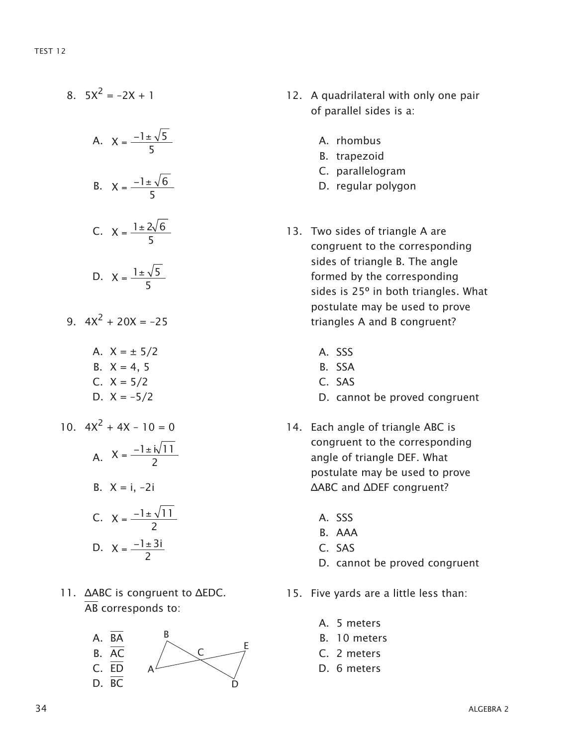8. $5X^2 = -2X + 1$

   A. $X = \frac{-1 \pm \sqrt{5}}{5}$

   B. $X = \frac{-1 \pm \sqrt{6}}{5}$

   C. $X = \frac{1 \pm 2\sqrt{6}}{5}$

   D. $X = \frac{1 \pm \sqrt{5}}{5}$

9. $4X^2 + 20X = -25$

   A. $X = \pm 5/2$
   B. $X = 4, 5$
   C. $X = 5/2$
   D. $X = -5/2$

10. $4X^2 + 4X - 10 = 0$

   A. $X = \frac{-1 \pm i\sqrt{11}}{2}$

   B. $X = i, -2i$

   C. $X = \frac{-1 \pm \sqrt{11}}{2}$

   D. $X = \frac{-1 \pm 3i}{2}$

11. $\Delta ABC$ is congruent to $\Delta EDC$. $\overline{AB}$ corresponds to:

   A. $\overline{BA}$
   B. $\overline{AC}$
   C. $\overline{ED}$
   D. $\overline{BC}$

12. A quadrilateral with only one pair of parallel sides is a:

   A. rhombus
   B. trapezoid
   C. parallelogram
   D. regular polygon

13. Two sides of triangle A are congruent to the corresponding sides of triangle B. The angle formed by the corresponding sides is 25° in both triangles. What postulate may be used to prove triangles A and B congruent?

   A. SSS
   B. SSA
   C. SAS
   D. cannot be proved congruent

14. Each angle of triangle ABC is congruent to the corresponding angle of triangle DEF. What postulate may be used to prove $\Delta ABC$ and $\Delta DEF$ congruent?

   A. SSS
   B. AAA
   C. SAS
   D. cannot be proved congruent

15. Five yards are a little less than:

   A. 5 meters
   B. 10 meters
   C. 2 meters
   D. 6 meters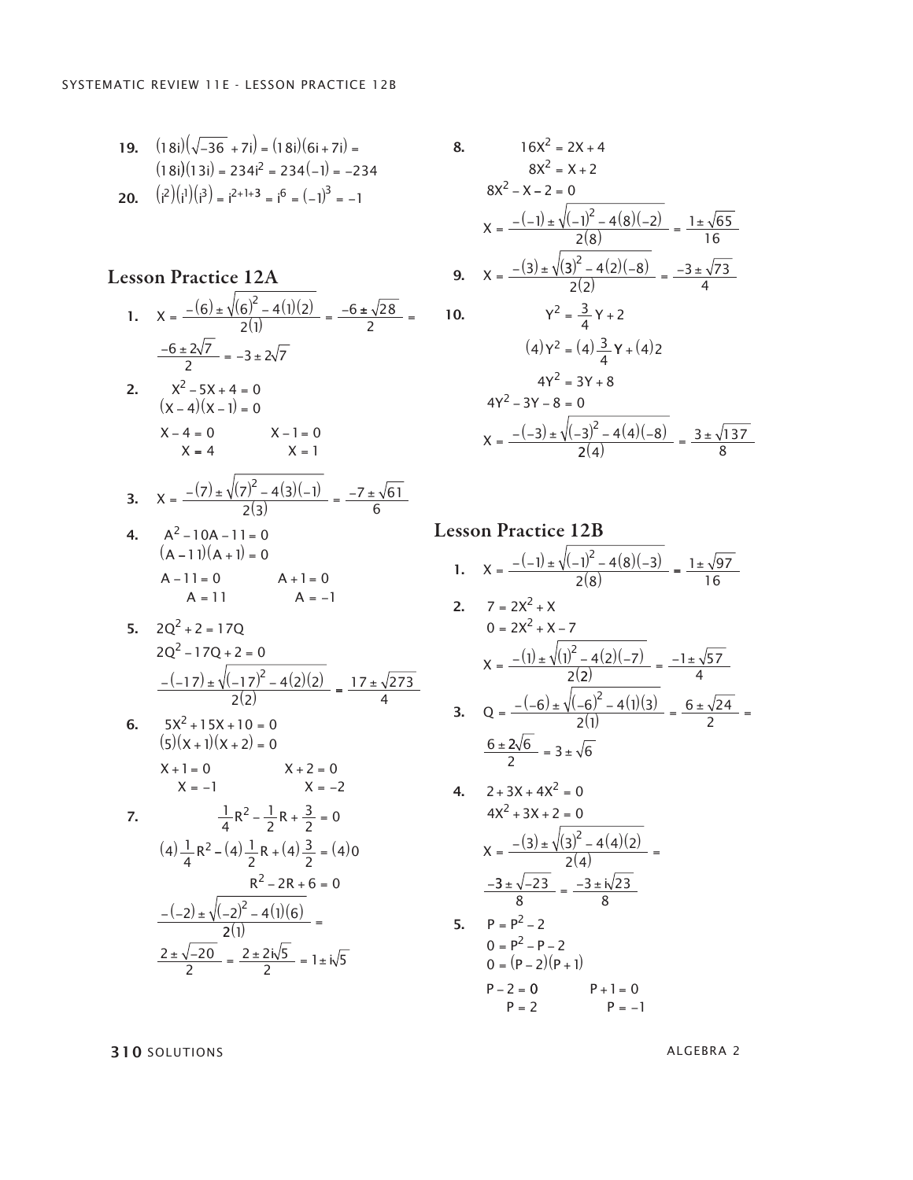19. $(18i)(\sqrt{-36}+7i) = (18i)(6i+7i) =$
$(18i)(13i) = 234i^2 = 234(-1) = -234$

20. $(i^2)(i^1)(i^3) = i^{2+1+3} = i^6 = (-1)^3 = -1$

## Lesson Practice 12A

1. $X = \dfrac{-(6) \pm \sqrt{(6)^2 - 4(1)(2)}}{2(1)} = \dfrac{-6 \pm \sqrt{28}}{2} =$
$\dfrac{-6 \pm 2\sqrt{7}}{2} = -3 \pm 2\sqrt{7}$

2. $X^2 - 5X + 4 = 0$
$(X-4)(X-1) = 0$
$X - 4 = 0 \qquad X - 1 = 0$
$X = 4 \qquad X = 1$

3. $X = \dfrac{-(7) \pm \sqrt{(7)^2 - 4(3)(-1)}}{2(3)} = \dfrac{-7 \pm \sqrt{61}}{6}$

4. $A^2 - 10A - 11 = 0$
$(A-11)(A+1) = 0$
$A - 11 = 0 \qquad A + 1 = 0$
$A = 11 \qquad A = -1$

5. $2Q^2 + 2 = 17Q$
$2Q^2 - 17Q + 2 = 0$
$\dfrac{-(-17) \pm \sqrt{(-17)^2 - 4(2)(2)}}{2(2)} = \dfrac{17 \pm \sqrt{273}}{4}$

6. $5X^2 + 15X + 10 = 0$
$(5)(X+1)(X+2) = 0$
$X + 1 = 0 \qquad X + 2 = 0$
$X = -1 \qquad X = -2$

7. $\dfrac{1}{4}R^2 - \dfrac{1}{2}R + \dfrac{3}{2} = 0$
$(4)\dfrac{1}{4}R^2 - (4)\dfrac{1}{2}R + (4)\dfrac{3}{2} = (4)0$
$R^2 - 2R + 6 = 0$
$\dfrac{-(-2) \pm \sqrt{(-2)^2 - 4(1)(6)}}{2(1)} =$
$\dfrac{2 \pm \sqrt{-20}}{2} = \dfrac{2 \pm 2i\sqrt{5}}{2} = 1 \pm i\sqrt{5}$

8. $16X^2 = 2X + 4$
$8X^2 = X + 2$
$8X^2 - X - 2 = 0$
$X = \dfrac{-(-1) \pm \sqrt{(-1)^2 - 4(8)(-2)}}{2(8)} = \dfrac{1 \pm \sqrt{65}}{16}$

9. $X = \dfrac{-(3) \pm \sqrt{(3)^2 - 4(2)(-8)}}{2(2)} = \dfrac{-3 \pm \sqrt{73}}{4}$

10. $Y^2 = \dfrac{3}{4}Y + 2$
$(4)Y^2 = (4)\dfrac{3}{4}Y + (4)2$
$4Y^2 = 3Y + 8$
$4Y^2 - 3Y - 8 = 0$
$X = \dfrac{-(-3) \pm \sqrt{(-3)^2 - 4(4)(-8)}}{2(4)} = \dfrac{3 \pm \sqrt{137}}{8}$

## Lesson Practice 12B

1. $X = \dfrac{-(-1) \pm \sqrt{(-1)^2 - 4(8)(-3)}}{2(8)} = \dfrac{1 \pm \sqrt{97}}{16}$

2. $7 = 2X^2 + X$
$0 = 2X^2 + X - 7$
$X = \dfrac{-(1) \pm \sqrt{(1)^2 - 4(2)(-7)}}{2(2)} = \dfrac{-1 \pm \sqrt{57}}{4}$

3. $Q = \dfrac{-(-6) \pm \sqrt{(-6)^2 - 4(1)(3)}}{2(1)} = \dfrac{6 \pm \sqrt{24}}{2} =$
$\dfrac{6 \pm 2\sqrt{6}}{2} = 3 \pm \sqrt{6}$

4. $2 + 3X + 4X^2 = 0$
$4X^2 + 3X + 2 = 0$
$X = \dfrac{-(3) \pm \sqrt{(3)^2 - 4(4)(2)}}{2(4)} =$
$\dfrac{-3 \pm \sqrt{-23}}{8} = \dfrac{-3 \pm i\sqrt{23}}{8}$

5. $P = P^2 - 2$
$0 = P^2 - P - 2$
$0 = (P-2)(P+1)$
$P - 2 = 0 \qquad P + 1 = 0$
$P = 2 \qquad P = -1$